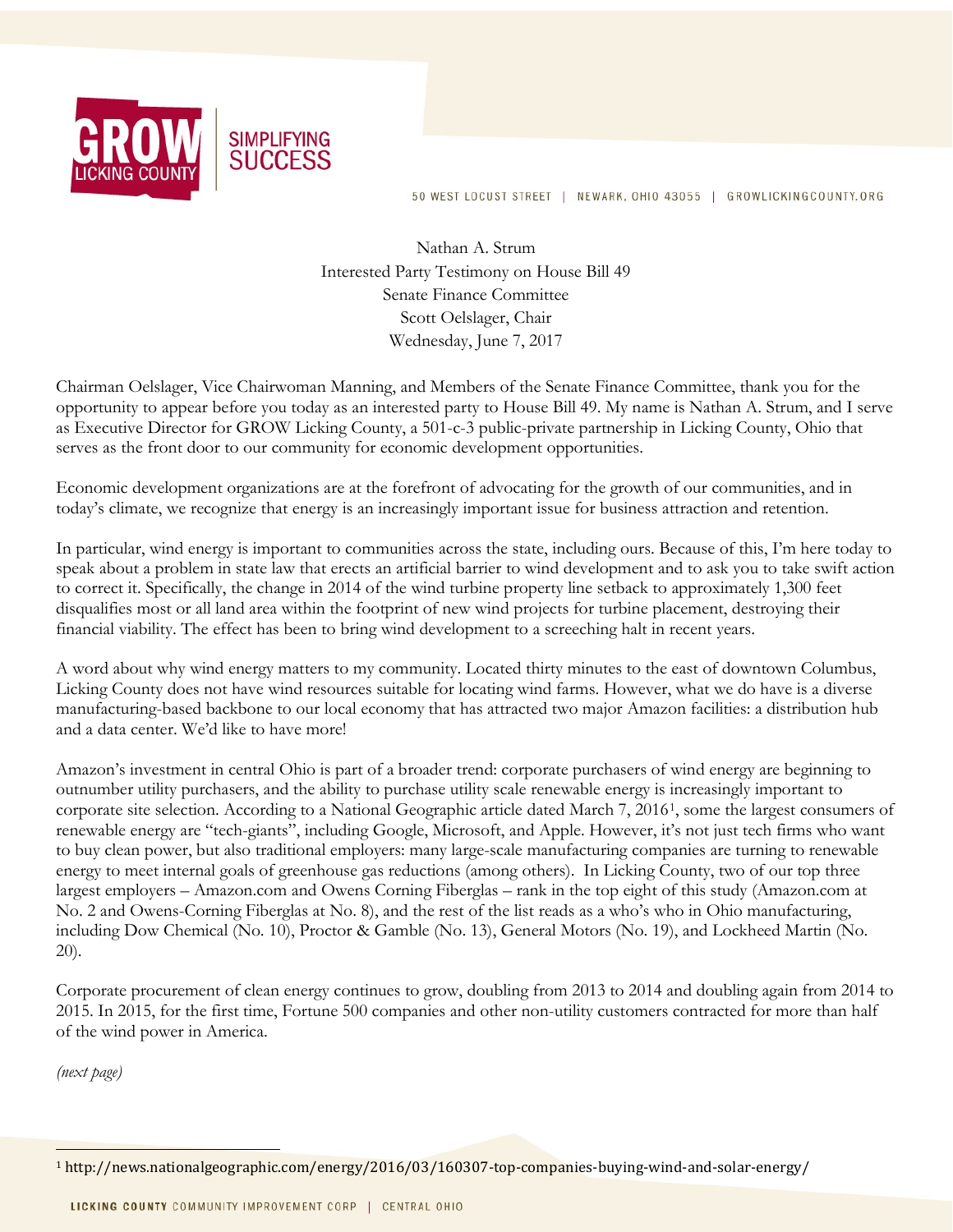GROW LICKING COUNTY | SIMPLIFYING SUCCESS

50 WEST LOCUST STREET | NEWARK, OHIO 43055 | GROWLICKINGCOUNTY.ORG

Nathan A. Strum
Interested Party Testimony on House Bill 49
Senate Finance Committee
Scott Oelslager, Chair
Wednesday, June 7, 2017

Chairman Oelslager, Vice Chairwoman Manning, and Members of the Senate Finance Committee, thank you for the opportunity to appear before you today as an interested party to House Bill 49. My name is Nathan A. Strum, and I serve as Executive Director for GROW Licking County, a 501-c-3 public-private partnership in Licking County, Ohio that serves as the front door to our community for economic development opportunities.

Economic development organizations are at the forefront of advocating for the growth of our communities, and in today's climate, we recognize that energy is an increasingly important issue for business attraction and retention.

In particular, wind energy is important to communities across the state, including ours. Because of this, I'm here today to speak about a problem in state law that erects an artificial barrier to wind development and to ask you to take swift action to correct it. Specifically, the change in 2014 of the wind turbine property line setback to approximately 1,300 feet disqualifies most or all land area within the footprint of new wind projects for turbine placement, destroying their financial viability. The effect has been to bring wind development to a screeching halt in recent years.

A word about why wind energy matters to my community. Located thirty minutes to the east of downtown Columbus, Licking County does not have wind resources suitable for locating wind farms. However, what we do have is a diverse manufacturing-based backbone to our local economy that has attracted two major Amazon facilities: a distribution hub and a data center. We'd like to have more!

Amazon's investment in central Ohio is part of a broader trend: corporate purchasers of wind energy are beginning to outnumber utility purchasers, and the ability to purchase utility scale renewable energy is increasingly important to corporate site selection. According to a National Geographic article dated March 7, 2016[1], some the largest consumers of renewable energy are "tech-giants", including Google, Microsoft, and Apple. However, it's not just tech firms who want to buy clean power, but also traditional employers: many large-scale manufacturing companies are turning to renewable energy to meet internal goals of greenhouse gas reductions (among others). In Licking County, two of our top three largest employers – Amazon.com and Owens Corning Fiberglas – rank in the top eight of this study (Amazon.com at No. 2 and Owens-Corning Fiberglas at No. 8), and the rest of the list reads as a who's who in Ohio manufacturing, including Dow Chemical (No. 10), Proctor & Gamble (No. 13), General Motors (No. 19), and Lockheed Martin (No. 20).

Corporate procurement of clean energy continues to grow, doubling from 2013 to 2014 and doubling again from 2014 to 2015. In 2015, for the first time, Fortune 500 companies and other non-utility customers contracted for more than half of the wind power in America.

*(next page)*

[1] http://news.nationalgeographic.com/energy/2016/03/160307-top-companies-buying-wind-and-solar-energy/

LICKING COUNTY COMMUNITY IMPROVEMENT CORP | CENTRAL OHIO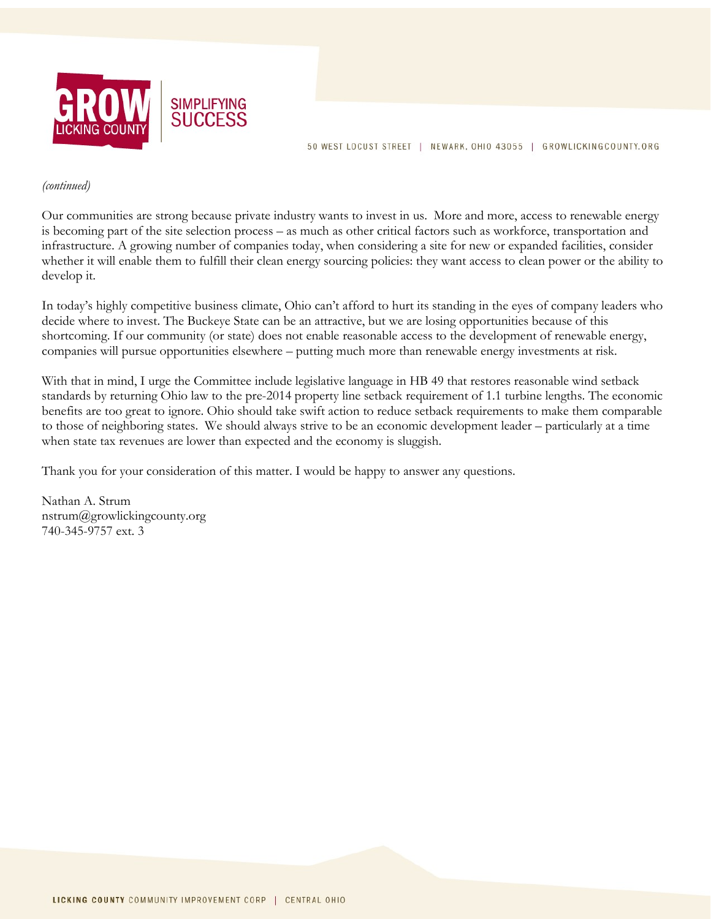*(continued)*

Our communities are strong because private industry wants to invest in us. More and more, access to renewable energy is becoming part of the site selection process – as much as other critical factors such as workforce, transportation and infrastructure. A growing number of companies today, when considering a site for new or expanded facilities, consider whether it will enable them to fulfill their clean energy sourcing policies: they want access to clean power or the ability to develop it.

In today's highly competitive business climate, Ohio can't afford to hurt its standing in the eyes of company leaders who decide where to invest. The Buckeye State can be an attractive, but we are losing opportunities because of this shortcoming. If our community (or state) does not enable reasonable access to the development of renewable energy, companies will pursue opportunities elsewhere – putting much more than renewable energy investments at risk.

With that in mind, I urge the Committee include legislative language in HB 49 that restores reasonable wind setback standards by returning Ohio law to the pre-2014 property line setback requirement of 1.1 turbine lengths. The economic benefits are too great to ignore. Ohio should take swift action to reduce setback requirements to make them comparable to those of neighboring states. We should always strive to be an economic development leader – particularly at a time when state tax revenues are lower than expected and the economy is sluggish.

Thank you for your consideration of this matter. I would be happy to answer any questions.

Nathan A. Strum
nstrum@growlickingcounty.org
740-345-9757 ext. 3